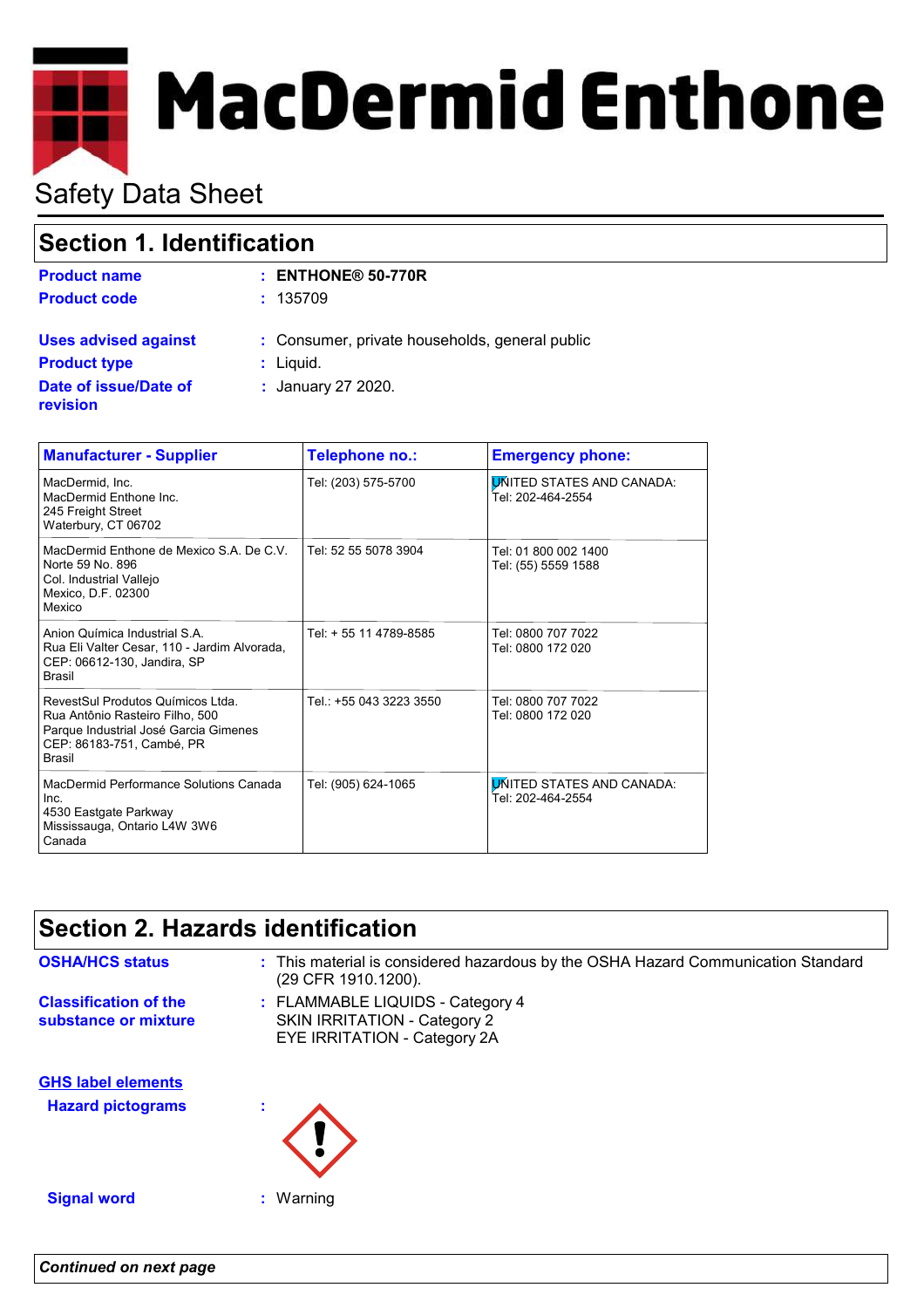# MacDermid Enthone

## Safety Data Sheet

## Section 1. Identification

**Product name** : **ENTHONE® 50-770R**

**Product code** : 135709

**Uses advised against** : Consumer, private households, general public

**Product type** : Liquid.

**Date of issue/Date of revision** : January 27 2020.

| Manufacturer - Supplier | Telephone no.: | Emergency phone: |
|---|---|---|
| MacDermid, Inc.<br>MacDermid Enthone Inc.<br>245 Freight Street<br>Waterbury, CT 06702 | Tel: (203) 575-5700 | UNITED STATES AND CANADA:<br>Tel: 202-464-2554 |
| MacDermid Enthone de Mexico S.A. De C.V.<br>Norte 59 No. 896<br>Col. Industrial Vallejo<br>Mexico, D.F. 02300<br>Mexico | Tel: 52 55 5078 3904 | Tel: 01 800 002 1400<br>Tel: (55) 5559 1588 |
| Anion Química Industrial S.A.<br>Rua Eli Valter Cesar, 110 - Jardim Alvorada,<br>CEP: 06612-130, Jandira, SP<br>Brasil | Tel: + 55 11 4789-8585 | Tel: 0800 707 7022<br>Tel: 0800 172 020 |
| RevestSul Produtos Químicos Ltda.<br>Rua Antônio Rasteiro Filho, 500<br>Parque Industrial José Garcia Gimenes<br>CEP: 86183-751, Cambé, PR<br>Brasil | Tel.: +55 043 3223 3550 | Tel: 0800 707 7022<br>Tel: 0800 172 020 |
| MacDermid Performance Solutions Canada Inc.<br>4530 Eastgate Parkway<br>Mississauga, Ontario L4W 3W6<br>Canada | Tel: (905) 624-1065 | UNITED STATES AND CANADA:<br>Tel: 202-464-2554 |

## Section 2. Hazards identification

**OSHA/HCS status** : This material is considered hazardous by the OSHA Hazard Communication Standard (29 CFR 1910.1200).

**Classification of the substance or mixture** : FLAMMABLE LIQUIDS - Category 4
SKIN IRRITATION - Category 2
EYE IRRITATION - Category 2A

**GHS label elements**

**Hazard pictograms** :

**Signal word** : Warning

*Continued on next page*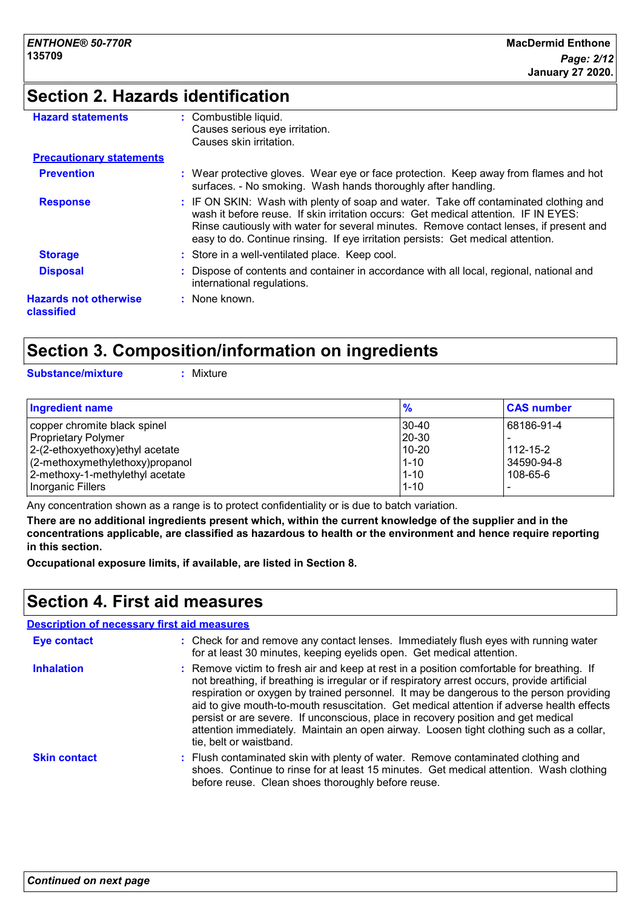## Section 2. Hazards identification

**Hazard statements** : Combustible liquid.
Causes serious eye irritation.
Causes skin irritation.

**Precautionary statements**

**Prevention** : Wear protective gloves. Wear eye or face protection. Keep away from flames and hot surfaces. - No smoking. Wash hands thoroughly after handling.

**Response** : IF ON SKIN: Wash with plenty of soap and water. Take off contaminated clothing and wash it before reuse. If skin irritation occurs: Get medical attention. IF IN EYES: Rinse cautiously with water for several minutes. Remove contact lenses, if present and easy to do. Continue rinsing. If eye irritation persists: Get medical attention.

**Storage** : Store in a well-ventilated place. Keep cool.

**Disposal** : Dispose of contents and container in accordance with all local, regional, national and international regulations.

**Hazards not otherwise classified** : None known.

## Section 3. Composition/information on ingredients

**Substance/mixture** : Mixture

| Ingredient name | % | CAS number |
|---|---|---|
| copper chromite black spinel | 30-40 | 68186-91-4 |
| Proprietary Polymer | 20-30 | - |
| 2-(2-ethoxyethoxy)ethyl acetate | 10-20 | 112-15-2 |
| (2-methoxymethylethoxy)propanol | 1-10 | 34590-94-8 |
| 2-methoxy-1-methylethyl acetate | 1-10 | 108-65-6 |
| Inorganic Fillers | 1-10 | - |

Any concentration shown as a range is to protect confidentiality or is due to batch variation.

**There are no additional ingredients present which, within the current knowledge of the supplier and in the concentrations applicable, are classified as hazardous to health or the environment and hence require reporting in this section.**

**Occupational exposure limits, if available, are listed in Section 8.**

## Section 4. First aid measures

**Description of necessary first aid measures**

**Eye contact** : Check for and remove any contact lenses. Immediately flush eyes with running water for at least 30 minutes, keeping eyelids open. Get medical attention.

**Inhalation** : Remove victim to fresh air and keep at rest in a position comfortable for breathing. If not breathing, if breathing is irregular or if respiratory arrest occurs, provide artificial respiration or oxygen by trained personnel. It may be dangerous to the person providing aid to give mouth-to-mouth resuscitation. Get medical attention if adverse health effects persist or are severe. If unconscious, place in recovery position and get medical attention immediately. Maintain an open airway. Loosen tight clothing such as a collar, tie, belt or waistband.

**Skin contact** : Flush contaminated skin with plenty of water. Remove contaminated clothing and shoes. Continue to rinse for at least 15 minutes. Get medical attention. Wash clothing before reuse. Clean shoes thoroughly before reuse.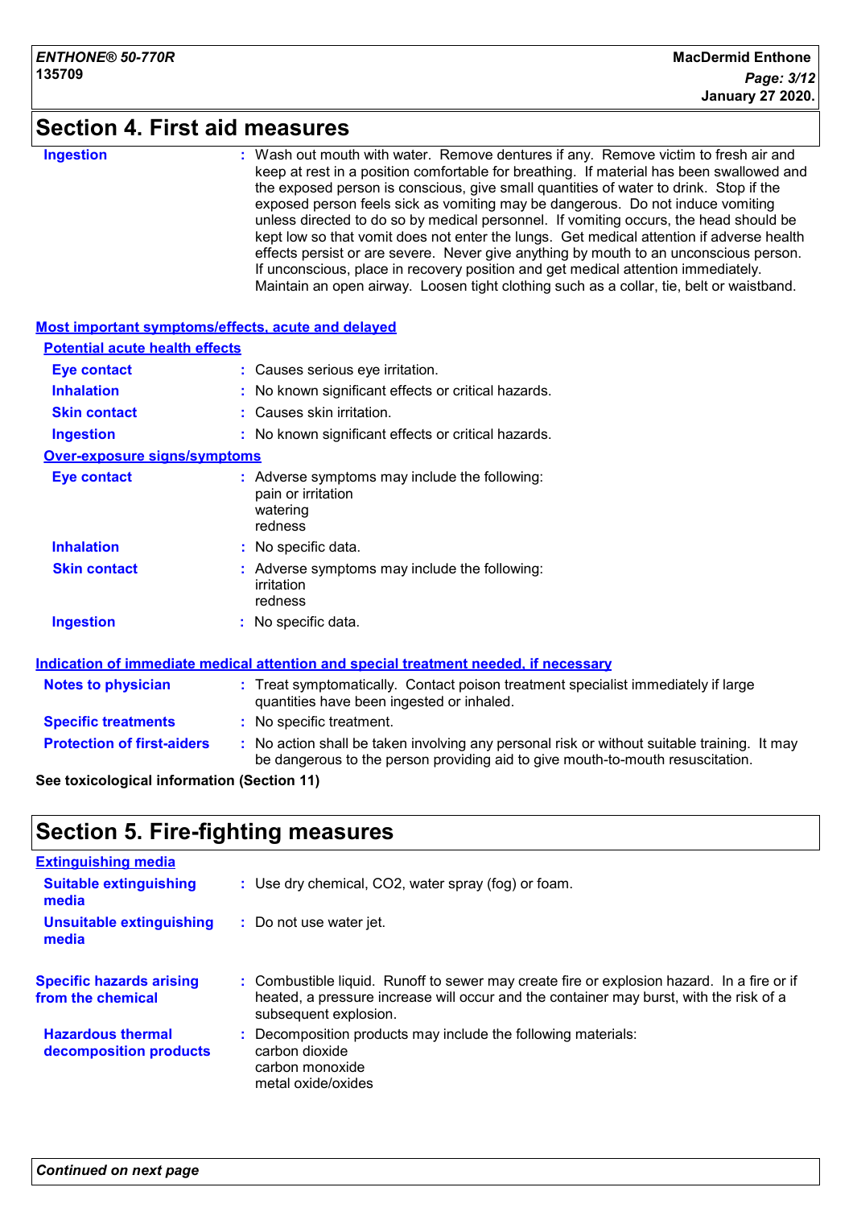## Section 4. First aid measures

**Ingestion** : Wash out mouth with water. Remove dentures if any. Remove victim to fresh air and keep at rest in a position comfortable for breathing. If material has been swallowed and the exposed person is conscious, give small quantities of water to drink. Stop if the exposed person feels sick as vomiting may be dangerous. Do not induce vomiting unless directed to do so by medical personnel. If vomiting occurs, the head should be kept low so that vomit does not enter the lungs. Get medical attention if adverse health effects persist or are severe. Never give anything by mouth to an unconscious person. If unconscious, place in recovery position and get medical attention immediately. Maintain an open airway. Loosen tight clothing such as a collar, tie, belt or waistband.

### Most important symptoms/effects, acute and delayed

#### Potential acute health effects

**Eye contact** : Causes serious eye irritation.

**Inhalation** : No known significant effects or critical hazards.

**Skin contact** : Causes skin irritation.

**Ingestion** : No known significant effects or critical hazards.

#### Over-exposure signs/symptoms

**Eye contact** : Adverse symptoms may include the following:
pain or irritation
watering
redness

**Inhalation** : No specific data.

**Skin contact** : Adverse symptoms may include the following:
irritation
redness

**Ingestion** : No specific data.

### Indication of immediate medical attention and special treatment needed, if necessary

**Notes to physician** : Treat symptomatically. Contact poison treatment specialist immediately if large quantities have been ingested or inhaled.

**Specific treatments** : No specific treatment.

**Protection of first-aiders** : No action shall be taken involving any personal risk or without suitable training. It may be dangerous to the person providing aid to give mouth-to-mouth resuscitation.

**See toxicological information (Section 11)**

## Section 5. Fire-fighting measures

### Extinguishing media

**Suitable extinguishing media** : Use dry chemical, CO2, water spray (fog) or foam.

**Unsuitable extinguishing media** : Do not use water jet.

**Specific hazards arising from the chemical** : Combustible liquid. Runoff to sewer may create fire or explosion hazard. In a fire or if heated, a pressure increase will occur and the container may burst, with the risk of a subsequent explosion.

**Hazardous thermal decomposition products** : Decomposition products may include the following materials:
carbon dioxide
carbon monoxide
metal oxide/oxides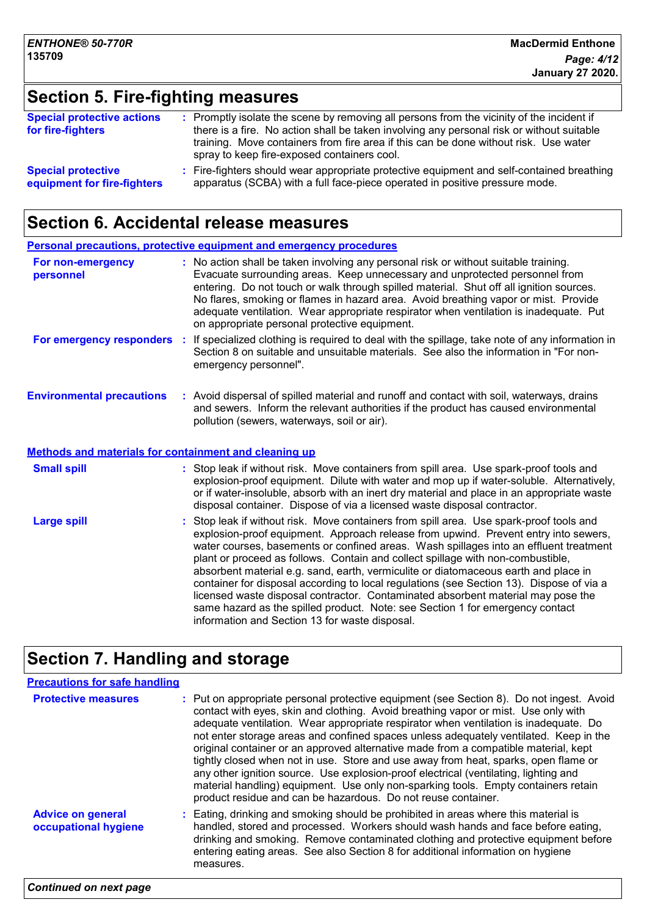## Section 5. Fire-fighting measures

**Special protective actions for fire-fighters** : Promptly isolate the scene by removing all persons from the vicinity of the incident if there is a fire. No action shall be taken involving any personal risk or without suitable training. Move containers from fire area if this can be done without risk. Use water spray to keep fire-exposed containers cool.

**Special protective equipment for fire-fighters** : Fire-fighters should wear appropriate protective equipment and self-contained breathing apparatus (SCBA) with a full face-piece operated in positive pressure mode.

## Section 6. Accidental release measures

### Personal precautions, protective equipment and emergency procedures

**For non-emergency personnel** : No action shall be taken involving any personal risk or without suitable training. Evacuate surrounding areas. Keep unnecessary and unprotected personnel from entering. Do not touch or walk through spilled material. Shut off all ignition sources. No flares, smoking or flames in hazard area. Avoid breathing vapor or mist. Provide adequate ventilation. Wear appropriate respirator when ventilation is inadequate. Put on appropriate personal protective equipment.

**For emergency responders** : If specialized clothing is required to deal with the spillage, take note of any information in Section 8 on suitable and unsuitable materials. See also the information in "For non-emergency personnel".

**Environmental precautions** : Avoid dispersal of spilled material and runoff and contact with soil, waterways, drains and sewers. Inform the relevant authorities if the product has caused environmental pollution (sewers, waterways, soil or air).

### Methods and materials for containment and cleaning up

**Small spill** : Stop leak if without risk. Move containers from spill area. Use spark-proof tools and explosion-proof equipment. Dilute with water and mop up if water-soluble. Alternatively, or if water-insoluble, absorb with an inert dry material and place in an appropriate waste disposal container. Dispose of via a licensed waste disposal contractor.

**Large spill** : Stop leak if without risk. Move containers from spill area. Use spark-proof tools and explosion-proof equipment. Approach release from upwind. Prevent entry into sewers, water courses, basements or confined areas. Wash spillages into an effluent treatment plant or proceed as follows. Contain and collect spillage with non-combustible, absorbent material e.g. sand, earth, vermiculite or diatomaceous earth and place in container for disposal according to local regulations (see Section 13). Dispose of via a licensed waste disposal contractor. Contaminated absorbent material may pose the same hazard as the spilled product. Note: see Section 1 for emergency contact information and Section 13 for waste disposal.

## Section 7. Handling and storage

### Precautions for safe handling

**Protective measures** : Put on appropriate personal protective equipment (see Section 8). Do not ingest. Avoid contact with eyes, skin and clothing. Avoid breathing vapor or mist. Use only with adequate ventilation. Wear appropriate respirator when ventilation is inadequate. Do not enter storage areas and confined spaces unless adequately ventilated. Keep in the original container or an approved alternative made from a compatible material, kept tightly closed when not in use. Store and use away from heat, sparks, open flame or any other ignition source. Use explosion-proof electrical (ventilating, lighting and material handling) equipment. Use only non-sparking tools. Empty containers retain product residue and can be hazardous. Do not reuse container.

**Advice on general occupational hygiene** : Eating, drinking and smoking should be prohibited in areas where this material is handled, stored and processed. Workers should wash hands and face before eating, drinking and smoking. Remove contaminated clothing and protective equipment before entering eating areas. See also Section 8 for additional information on hygiene measures.

*Continued on next page*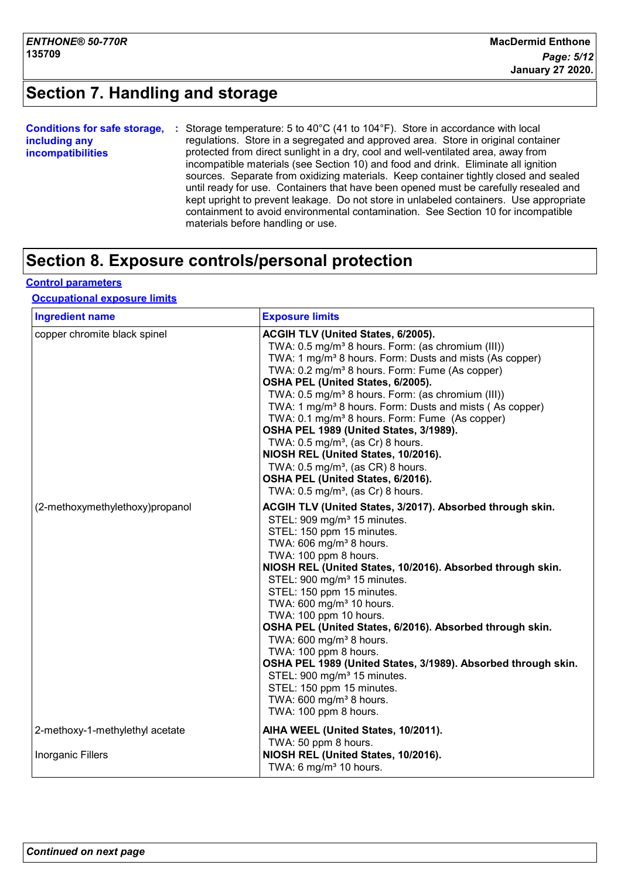## Section 7. Handling and storage

**Conditions for safe storage, including any incompatibilities** : Storage temperature: 5 to 40°C (41 to 104°F). Store in accordance with local regulations. Store in a segregated and approved area. Store in original container protected from direct sunlight in a dry, cool and well-ventilated area, away from incompatible materials (see Section 10) and food and drink. Eliminate all ignition sources. Separate from oxidizing materials. Keep container tightly closed and sealed until ready for use. Containers that have been opened must be carefully resealed and kept upright to prevent leakage. Do not store in unlabeled containers. Use appropriate containment to avoid environmental contamination. See Section 10 for incompatible materials before handling or use.

## Section 8. Exposure controls/personal protection

### Control parameters

#### Occupational exposure limits

| Ingredient name | Exposure limits |
|---|---|
| copper chromite black spinel | **ACGIH TLV (United States, 6/2005).**<br>TWA: 0.5 mg/m³ 8 hours. Form: (as chromium (III))<br>TWA: 1 mg/m³ 8 hours. Form: Dusts and mists (As copper)<br>TWA: 0.2 mg/m³ 8 hours. Form: Fume (As copper)<br>**OSHA PEL (United States, 6/2005).**<br>TWA: 0.5 mg/m³ 8 hours. Form: (as chromium (III))<br>TWA: 1 mg/m³ 8 hours. Form: Dusts and mists ( As copper)<br>TWA: 0.1 mg/m³ 8 hours. Form: Fume (As copper)<br>**OSHA PEL 1989 (United States, 3/1989).**<br>TWA: 0.5 mg/m³, (as Cr) 8 hours.<br>**NIOSH REL (United States, 10/2016).**<br>TWA: 0.5 mg/m³, (as CR) 8 hours.<br>**OSHA PEL (United States, 6/2016).**<br>TWA: 0.5 mg/m³, (as Cr) 8 hours. |
| (2-methoxymethylethoxy)propanol | **ACGIH TLV (United States, 3/2017). Absorbed through skin.**<br>STEL: 909 mg/m³ 15 minutes.<br>STEL: 150 ppm 15 minutes.<br>TWA: 606 mg/m³ 8 hours.<br>TWA: 100 ppm 8 hours.<br>**NIOSH REL (United States, 10/2016). Absorbed through skin.**<br>STEL: 900 mg/m³ 15 minutes.<br>STEL: 150 ppm 15 minutes.<br>TWA: 600 mg/m³ 10 hours.<br>TWA: 100 ppm 10 hours.<br>**OSHA PEL (United States, 6/2016). Absorbed through skin.**<br>TWA: 600 mg/m³ 8 hours.<br>TWA: 100 ppm 8 hours.<br>**OSHA PEL 1989 (United States, 3/1989). Absorbed through skin.**<br>STEL: 900 mg/m³ 15 minutes.<br>STEL: 150 ppm 15 minutes.<br>TWA: 600 mg/m³ 8 hours.<br>TWA: 100 ppm 8 hours. |
| 2-methoxy-1-methylethyl acetate | **AIHA WEEL (United States, 10/2011).**<br>TWA: 50 ppm 8 hours. |
| Inorganic Fillers | **NIOSH REL (United States, 10/2016).**<br>TWA: 6 mg/m³ 10 hours. |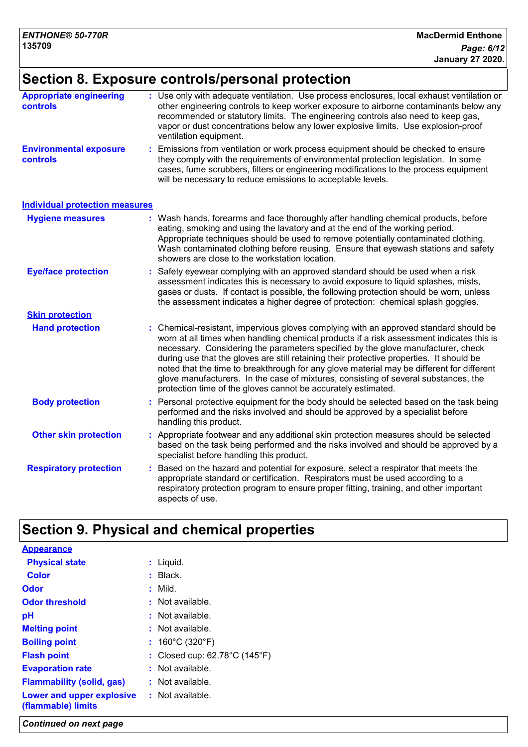## Section 8. Exposure controls/personal protection

**Appropriate engineering controls** : Use only with adequate ventilation. Use process enclosures, local exhaust ventilation or other engineering controls to keep worker exposure to airborne contaminants below any recommended or statutory limits. The engineering controls also need to keep gas, vapor or dust concentrations below any lower explosive limits. Use explosion-proof ventilation equipment.

**Environmental exposure controls** : Emissions from ventilation or work process equipment should be checked to ensure they comply with the requirements of environmental protection legislation. In some cases, fume scrubbers, filters or engineering modifications to the process equipment will be necessary to reduce emissions to acceptable levels.

### Individual protection measures

**Hygiene measures** : Wash hands, forearms and face thoroughly after handling chemical products, before eating, smoking and using the lavatory and at the end of the working period. Appropriate techniques should be used to remove potentially contaminated clothing. Wash contaminated clothing before reusing. Ensure that eyewash stations and safety showers are close to the workstation location.

**Eye/face protection** : Safety eyewear complying with an approved standard should be used when a risk assessment indicates this is necessary to avoid exposure to liquid splashes, mists, gases or dusts. If contact is possible, the following protection should be worn, unless the assessment indicates a higher degree of protection: chemical splash goggles.

**Skin protection**

**Hand protection** : Chemical-resistant, impervious gloves complying with an approved standard should be worn at all times when handling chemical products if a risk assessment indicates this is necessary. Considering the parameters specified by the glove manufacturer, check during use that the gloves are still retaining their protective properties. It should be noted that the time to breakthrough for any glove material may be different for different glove manufacturers. In the case of mixtures, consisting of several substances, the protection time of the gloves cannot be accurately estimated.

**Body protection** : Personal protective equipment for the body should be selected based on the task being performed and the risks involved and should be approved by a specialist before handling this product.

**Other skin protection** : Appropriate footwear and any additional skin protection measures should be selected based on the task being performed and the risks involved and should be approved by a specialist before handling this product.

**Respiratory protection** : Based on the hazard and potential for exposure, select a respirator that meets the appropriate standard or certification. Respirators must be used according to a respiratory protection program to ensure proper fitting, training, and other important aspects of use.

## Section 9. Physical and chemical properties

**Appearance**

**Physical state** : Liquid.

**Color** : Black.

**Odor** : Mild.

**Odor threshold** : Not available.

**pH** : Not available.

**Melting point** : Not available.

**Boiling point** : 160°C (320°F)

**Flash point** : Closed cup: 62.78°C (145°F)

**Evaporation rate** : Not available.

**Flammability (solid, gas)** : Not available.

**Lower and upper explosive (flammable) limits** : Not available.

*Continued on next page*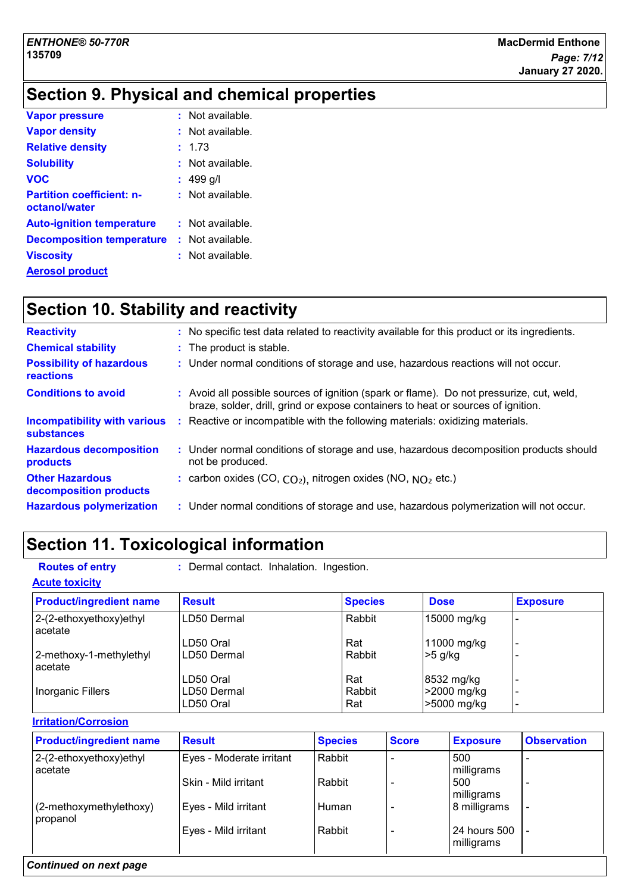## Section 9. Physical and chemical properties

**Vapor pressure** : Not available.

**Vapor density** : Not available.

**Relative density** : 1.73

**Solubility** : Not available.

**VOC** : 499 g/l

**Partition coefficient: n-octanol/water** : Not available.

**Auto-ignition temperature** : Not available.

**Decomposition temperature** : Not available.

**Viscosity** : Not available.

**Aerosol product**

## Section 10. Stability and reactivity

**Reactivity** : No specific test data related to reactivity available for this product or its ingredients.

**Chemical stability** : The product is stable.

**Possibility of hazardous reactions** : Under normal conditions of storage and use, hazardous reactions will not occur.

**Conditions to avoid** : Avoid all possible sources of ignition (spark or flame). Do not pressurize, cut, weld, braze, solder, drill, grind or expose containers to heat or sources of ignition.

**Incompatibility with various substances** : Reactive or incompatible with the following materials: oxidizing materials.

**Hazardous decomposition products** : Under normal conditions of storage and use, hazardous decomposition products should not be produced.

**Other Hazardous decomposition products** : carbon oxides (CO, $CO_2$), nitrogen oxides (NO, $NO_2$ etc.)

**Hazardous polymerization** : Under normal conditions of storage and use, hazardous polymerization will not occur.

## Section 11. Toxicological information

**Routes of entry** : Dermal contact. Inhalation. Ingestion.

**Acute toxicity**

| Product/ingredient name | Result | Species | Dose | Exposure |
|---|---|---|---|---|
| 2-(2-ethoxyethoxy)ethyl acetate | LD50 Dermal | Rabbit | 15000 mg/kg | - |
| | LD50 Oral | Rat | 11000 mg/kg | - |
| 2-methoxy-1-methylethyl acetate | LD50 Dermal | Rabbit | >5 g/kg | - |
| | LD50 Oral | Rat | 8532 mg/kg | - |
| Inorganic Fillers | LD50 Dermal | Rabbit | >2000 mg/kg | - |
| | LD50 Oral | Rat | >5000 mg/kg | - |

**Irritation/Corrosion**

| Product/ingredient name | Result | Species | Score | Exposure | Observation |
|---|---|---|---|---|---|
| 2-(2-ethoxyethoxy)ethyl acetate | Eyes - Moderate irritant | Rabbit | - | 500 milligrams | - |
| | Skin - Mild irritant | Rabbit | - | 500 milligrams | - |
| (2-methoxymethylethoxy) propanol | Eyes - Mild irritant | Human | - | 8 milligrams | - |
| | Eyes - Mild irritant | Rabbit | - | 24 hours 500 milligrams | - |

*Continued on next page*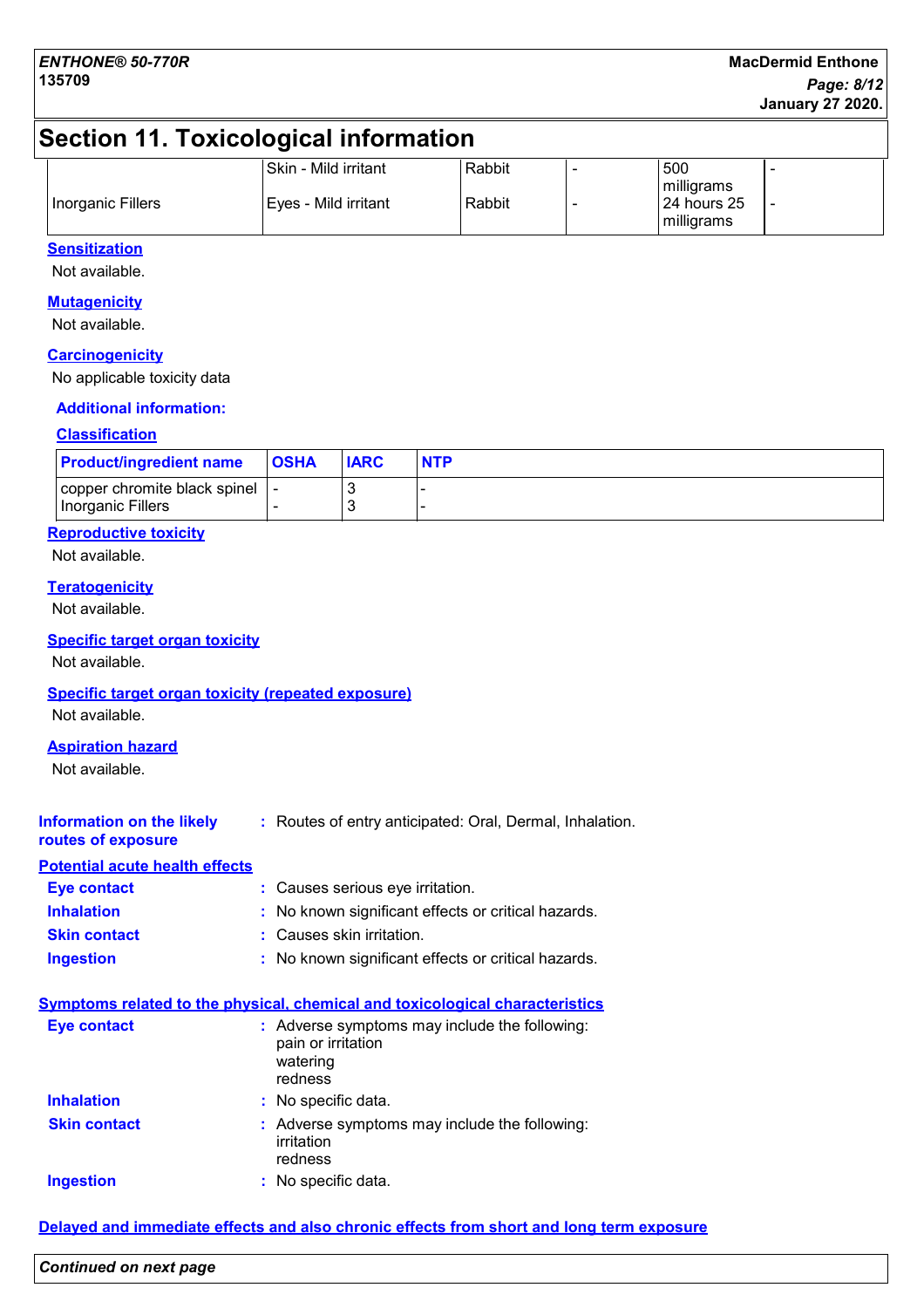## Section 11. Toxicological information

| | | | | | |
|---|---|---|---|---|---|
| Inorganic Fillers | Skin - Mild irritant | Rabbit | - | 500 milligrams | - |
| | Eyes - Mild irritant | Rabbit | - | 24 hours 25 milligrams | - |

**Sensitization**

Not available.

**Mutagenicity**

Not available.

**Carcinogenicity**

No applicable toxicity data

**Additional information:**

**Classification**

| Product/ingredient name | OSHA | IARC | NTP |
|---|---|---|---|
| copper chromite black spinel | - | 3 | - |
| Inorganic Fillers | - | 3 | - |

**Reproductive toxicity**

Not available.

**Teratogenicity**

Not available.

**Specific target organ toxicity**

Not available.

**Specific target organ toxicity (repeated exposure)**

Not available.

**Aspiration hazard**

Not available.

**Information on the likely routes of exposure** : Routes of entry anticipated: Oral, Dermal, Inhalation.

**Potential acute health effects**

**Eye contact** : Causes serious eye irritation.

**Inhalation** : No known significant effects or critical hazards.

**Skin contact** : Causes skin irritation.

**Ingestion** : No known significant effects or critical hazards.

**Symptoms related to the physical, chemical and toxicological characteristics**

**Eye contact** : Adverse symptoms may include the following:
pain or irritation
watering
redness

**Inhalation** : No specific data.

**Skin contact** : Adverse symptoms may include the following:
irritation
redness

**Ingestion** : No specific data.

**Delayed and immediate effects and also chronic effects from short and long term exposure**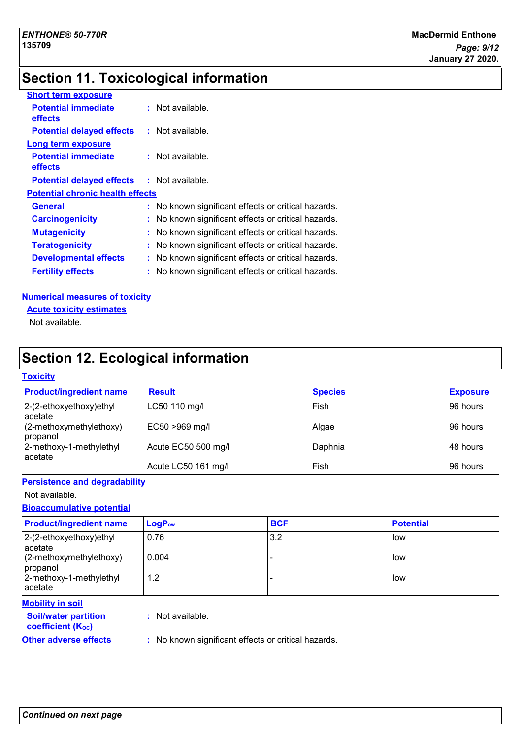## Section 11. Toxicological information

**Short term exposure**

**Potential immediate effects** : Not available.

**Potential delayed effects** : Not available.

**Long term exposure**

**Potential immediate effects** : Not available.

**Potential delayed effects** : Not available.

**Potential chronic health effects**

**General** : No known significant effects or critical hazards.

**Carcinogenicity** : No known significant effects or critical hazards.

**Mutagenicity** : No known significant effects or critical hazards.

**Teratogenicity** : No known significant effects or critical hazards.

**Developmental effects** : No known significant effects or critical hazards.

**Fertility effects** : No known significant effects or critical hazards.

**Numerical measures of toxicity**

**Acute toxicity estimates**

Not available.

## Section 12. Ecological information

**Toxicity**

| Product/ingredient name | Result | Species | Exposure |
|---|---|---|---|
| 2-(2-ethoxyethoxy)ethyl acetate | LC50 110 mg/l | Fish | 96 hours |
| (2-methoxymethylethoxy) propanol | EC50 >969 mg/l | Algae | 96 hours |
| 2-methoxy-1-methylethyl acetate | Acute EC50 500 mg/l | Daphnia | 48 hours |
| | Acute LC50 161 mg/l | Fish | 96 hours |

**Persistence and degradability**

Not available.

**Bioaccumulative potential**

| Product/ingredient name | $LogP_{ow}$ | BCF | Potential |
|---|---|---|---|
| 2-(2-ethoxyethoxy)ethyl acetate | 0.76 | 3.2 | low |
| (2-methoxymethylethoxy) propanol | 0.004 | - | low |
| 2-methoxy-1-methylethyl acetate | 1.2 | - | low |

**Mobility in soil**

**Soil/water partition coefficient ($K_{OC}$)** : Not available.

**Other adverse effects** : No known significant effects or critical hazards.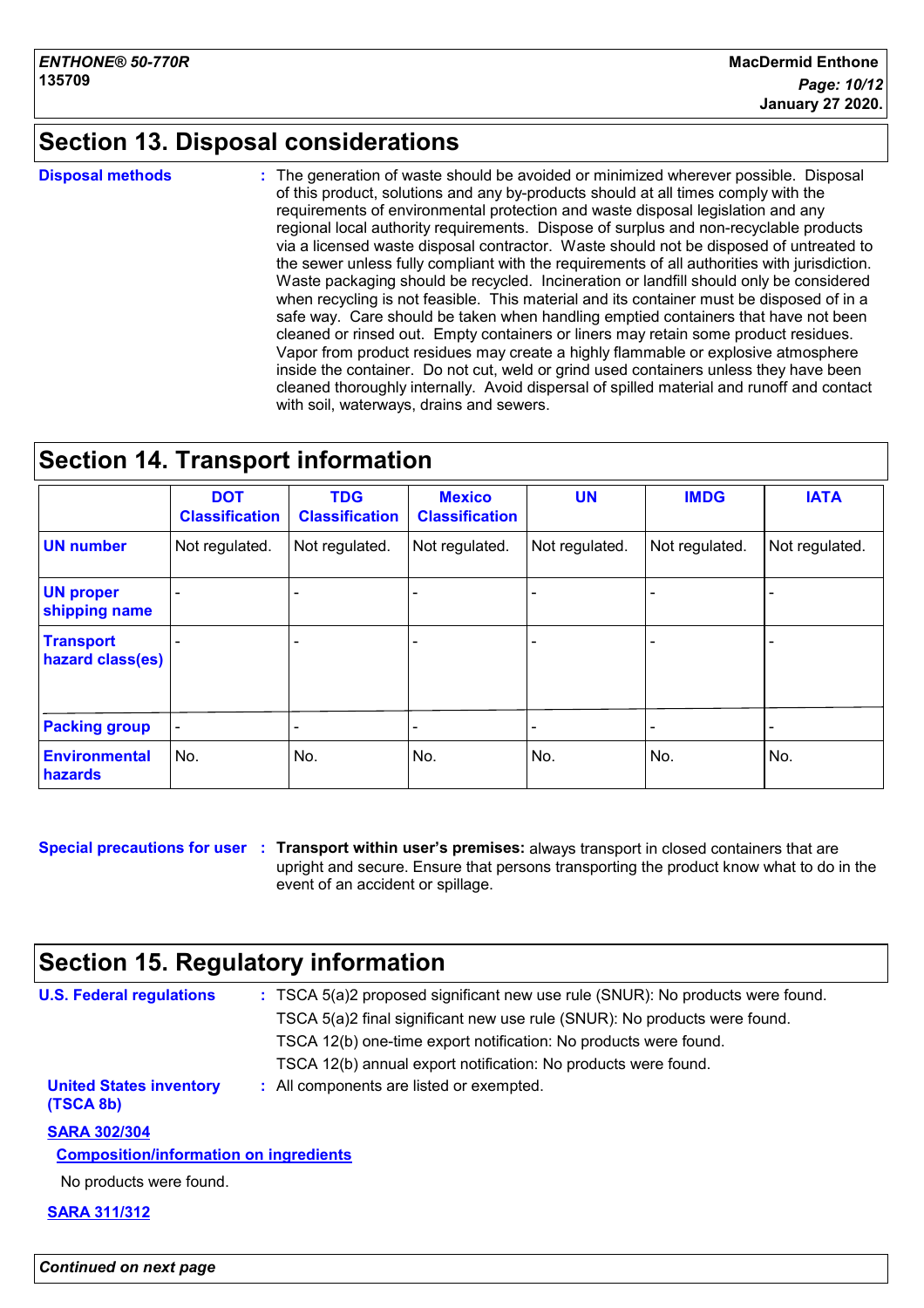## Section 13. Disposal considerations

**Disposal methods** : The generation of waste should be avoided or minimized wherever possible. Disposal of this product, solutions and any by-products should at all times comply with the requirements of environmental protection and waste disposal legislation and any regional local authority requirements. Dispose of surplus and non-recyclable products via a licensed waste disposal contractor. Waste should not be disposed of untreated to the sewer unless fully compliant with the requirements of all authorities with jurisdiction. Waste packaging should be recycled. Incineration or landfill should only be considered when recycling is not feasible. This material and its container must be disposed of in a safe way. Care should be taken when handling emptied containers that have not been cleaned or rinsed out. Empty containers or liners may retain some product residues. Vapor from product residues may create a highly flammable or explosive atmosphere inside the container. Do not cut, weld or grind used containers unless they have been cleaned thoroughly internally. Avoid dispersal of spilled material and runoff and contact with soil, waterways, drains and sewers.

## Section 14. Transport information

| | DOT Classification | TDG Classification | Mexico Classification | UN | IMDG | IATA |
|---|---|---|---|---|---|---|
| **UN number** | Not regulated. | Not regulated. | Not regulated. | Not regulated. | Not regulated. | Not regulated. |
| **UN proper shipping name** | - | - | - | - | - | - |
| **Transport hazard class(es)** | - | - | - | - | - | - |
| **Packing group** | - | - | - | - | - | - |
| **Environmental hazards** | No. | No. | No. | No. | No. | No. |

**Special precautions for user** : **Transport within user's premises:** always transport in closed containers that are upright and secure. Ensure that persons transporting the product know what to do in the event of an accident or spillage.

## Section 15. Regulatory information

**U.S. Federal regulations** : TSCA 5(a)2 proposed significant new use rule (SNUR): No products were found.

TSCA 5(a)2 final significant new use rule (SNUR): No products were found.

TSCA 12(b) one-time export notification: No products were found.

TSCA 12(b) annual export notification: No products were found.

**United States inventory (TSCA 8b)** : All components are listed or exempted.

**SARA 302/304**

**Composition/information on ingredients**

No products were found.

**SARA 311/312**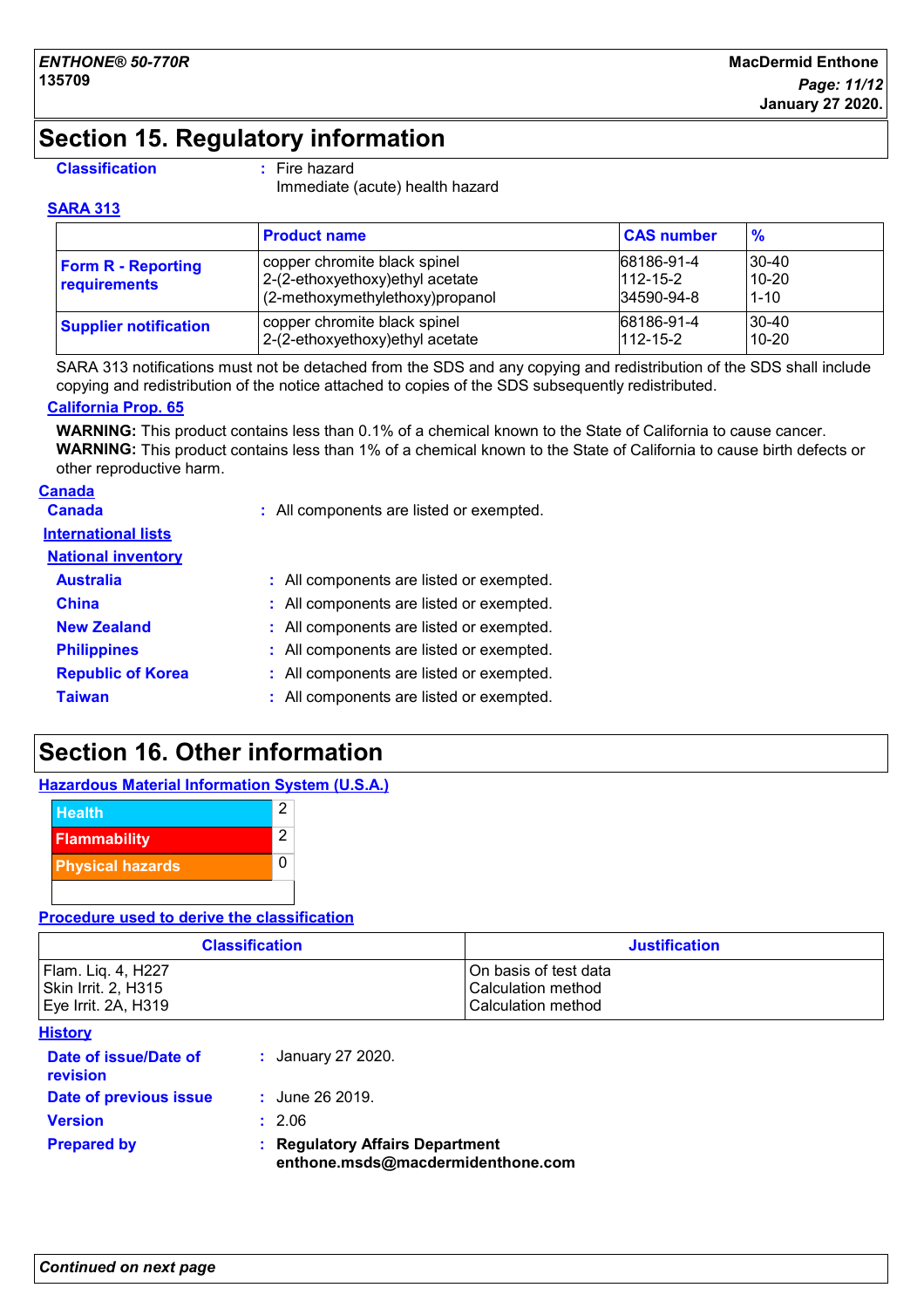## Section 15. Regulatory information

**Classification** : Fire hazard
Immediate (acute) health hazard

**SARA 313**

| | Product name | CAS number | % |
|---|---|---|---|
| **Form R - Reporting requirements** | copper chromite black spinel<br>2-(2-ethoxyethoxy)ethyl acetate<br>(2-methoxymethylethoxy)propanol | 68186-91-4<br>112-15-2<br>34590-94-8 | 30-40<br>10-20<br>1-10 |
| **Supplier notification** | copper chromite black spinel<br>2-(2-ethoxyethoxy)ethyl acetate | 68186-91-4<br>112-15-2 | 30-40<br>10-20 |

SARA 313 notifications must not be detached from the SDS and any copying and redistribution of the SDS shall include copying and redistribution of the notice attached to copies of the SDS subsequently redistributed.

**California Prop. 65**

**WARNING:** This product contains less than 0.1% of a chemical known to the State of California to cause cancer.
**WARNING:** This product contains less than 1% of a chemical known to the State of California to cause birth defects or other reproductive harm.

**Canada**

**Canada** : All components are listed or exempted.

**International lists**

**National inventory**

**Australia** : All components are listed or exempted.
**China** : All components are listed or exempted.
**New Zealand** : All components are listed or exempted.
**Philippines** : All components are listed or exempted.
**Republic of Korea** : All components are listed or exempted.
**Taiwan** : All components are listed or exempted.

## Section 16. Other information

**Hazardous Material Information System (U.S.A.)**

| | |
|---|---|
| Health | 2 |
| Flammability | 2 |
| Physical hazards | 0 |

**Procedure used to derive the classification**

| Classification | Justification |
|---|---|
| Flam. Liq. 4, H227<br>Skin Irrit. 2, H315<br>Eye Irrit. 2A, H319 | On basis of test data<br>Calculation method<br>Calculation method |

**History**

**Date of issue/Date of revision** : January 27 2020.
**Date of previous issue** : June 26 2019.
**Version** : 2.06
**Prepared by** : **Regulatory Affairs Department**
**enthone.msds@macdermidenthone.com**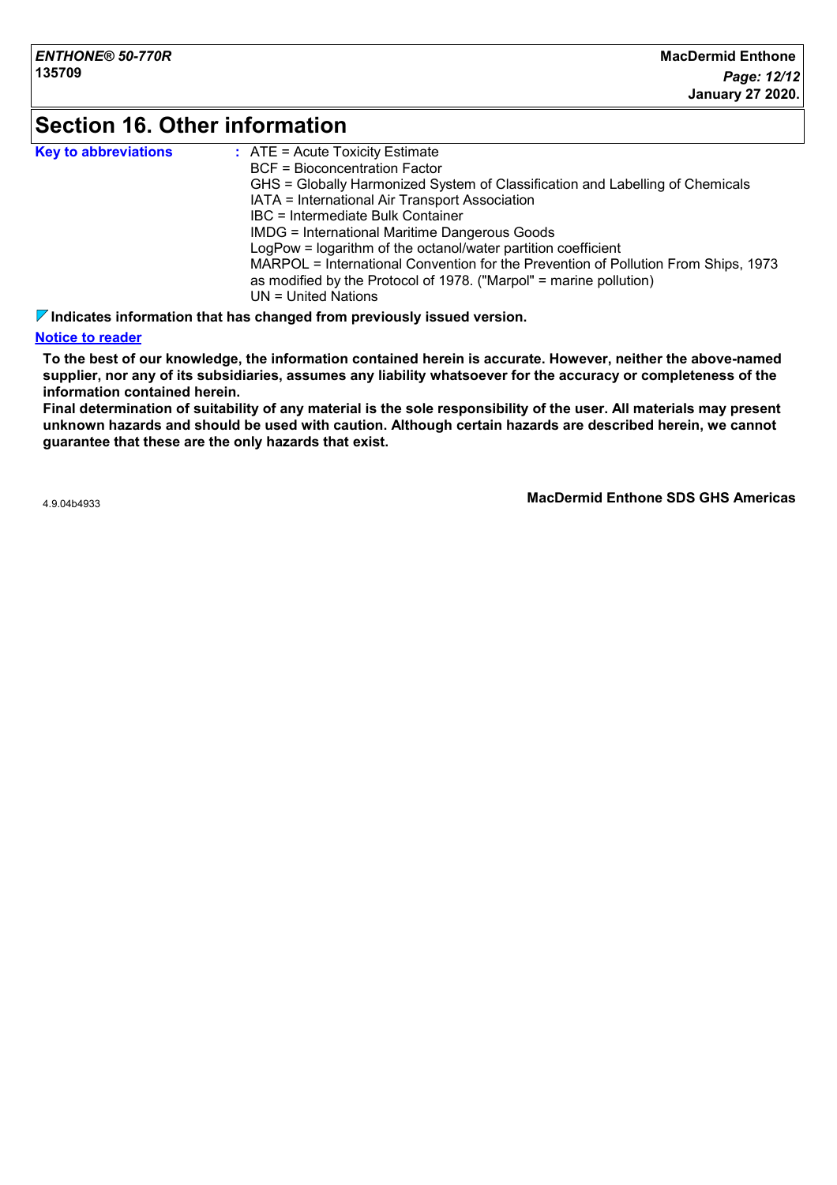# Section 16. Other information

**Key to abbreviations** : ATE = Acute Toxicity Estimate
BCF = Bioconcentration Factor
GHS = Globally Harmonized System of Classification and Labelling of Chemicals
IATA = International Air Transport Association
IBC = Intermediate Bulk Container
IMDG = International Maritime Dangerous Goods
LogPow = logarithm of the octanol/water partition coefficient
MARPOL = International Convention for the Prevention of Pollution From Ships, 1973 as modified by the Protocol of 1978. ("Marpol" = marine pollution)
UN = United Nations

**Indicates information that has changed from previously issued version.**

**Notice to reader**

**To the best of our knowledge, the information contained herein is accurate. However, neither the above-named supplier, nor any of its subsidiaries, assumes any liability whatsoever for the accuracy or completeness of the information contained herein.**

**Final determination of suitability of any material is the sole responsibility of the user. All materials may present unknown hazards and should be used with caution. Although certain hazards are described herein, we cannot guarantee that these are the only hazards that exist.**